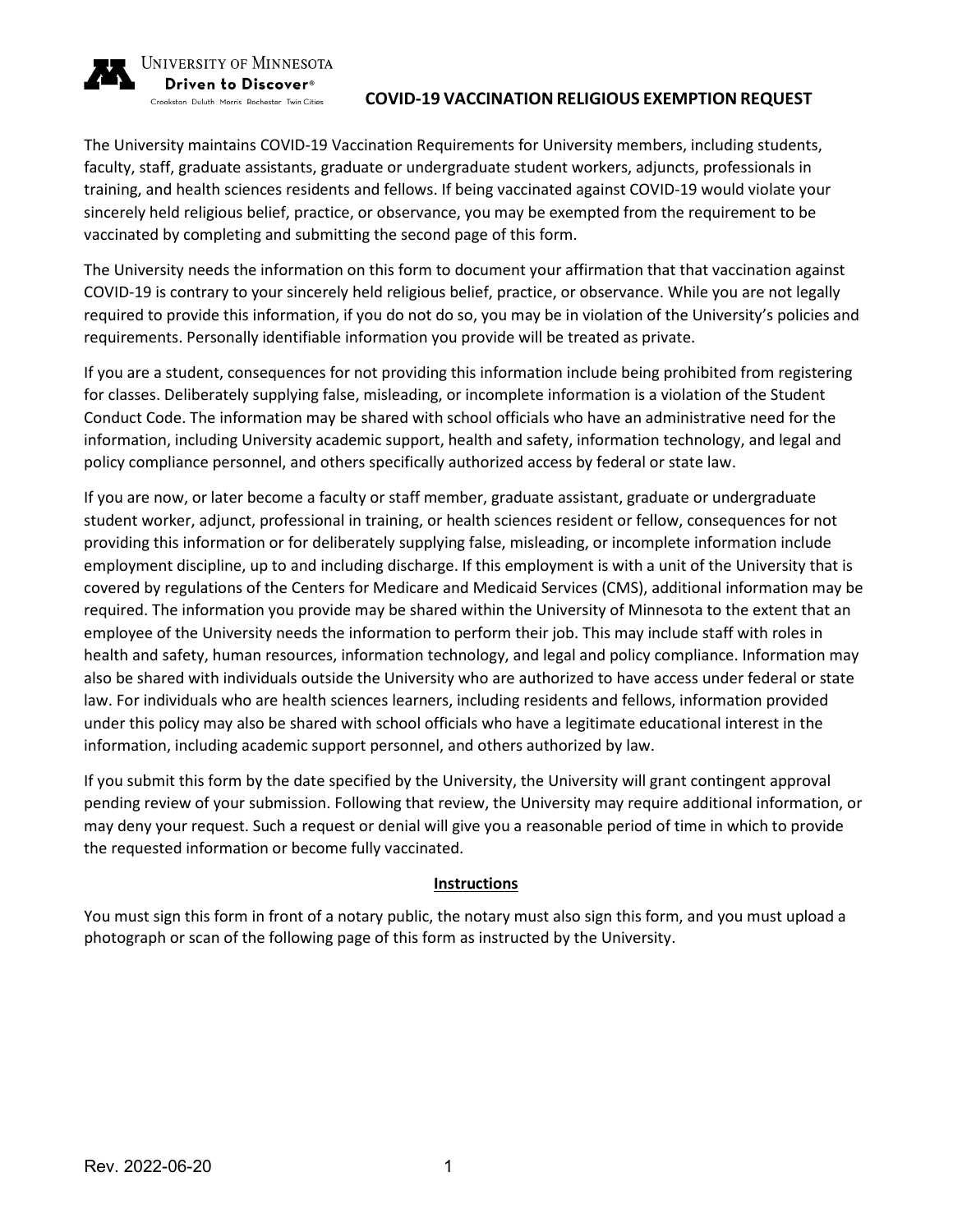University of Minnesota
**Driven to Discover®**
Crookston Duluth Morris Rochester Twin Cities

# COVID-19 VACCINATION RELIGIOUS EXEMPTION REQUEST

The University maintains COVID-19 Vaccination Requirements for University members, including students, faculty, staff, graduate assistants, graduate or undergraduate student workers, adjuncts, professionals in training, and health sciences residents and fellows. If being vaccinated against COVID-19 would violate your sincerely held religious belief, practice, or observance, you may be exempted from the requirement to be vaccinated by completing and submitting the second page of this form.

The University needs the information on this form to document your affirmation that that vaccination against COVID-19 is contrary to your sincerely held religious belief, practice, or observance. While you are not legally required to provide this information, if you do not do so, you may be in violation of the University's policies and requirements. Personally identifiable information you provide will be treated as private.

If you are a student, consequences for not providing this information include being prohibited from registering for classes. Deliberately supplying false, misleading, or incomplete information is a violation of the Student Conduct Code. The information may be shared with school officials who have an administrative need for the information, including University academic support, health and safety, information technology, and legal and policy compliance personnel, and others specifically authorized access by federal or state law.

If you are now, or later become a faculty or staff member, graduate assistant, graduate or undergraduate student worker, adjunct, professional in training, or health sciences resident or fellow, consequences for not providing this information or for deliberately supplying false, misleading, or incomplete information include employment discipline, up to and including discharge. If this employment is with a unit of the University that is covered by regulations of the Centers for Medicare and Medicaid Services (CMS), additional information may be required. The information you provide may be shared within the University of Minnesota to the extent that an employee of the University needs the information to perform their job. This may include staff with roles in health and safety, human resources, information technology, and legal and policy compliance. Information may also be shared with individuals outside the University who are authorized to have access under federal or state law. For individuals who are health sciences learners, including residents and fellows, information provided under this policy may also be shared with school officials who have a legitimate educational interest in the information, including academic support personnel, and others authorized by law.

If you submit this form by the date specified by the University, the University will grant contingent approval pending review of your submission. Following that review, the University may require additional information, or may deny your request. Such a request or denial will give you a reasonable period of time in which to provide the requested information or become fully vaccinated.

## Instructions

You must sign this form in front of a notary public, the notary must also sign this form, and you must upload a photograph or scan of the following page of this form as instructed by the University.

Rev. 2022-06-20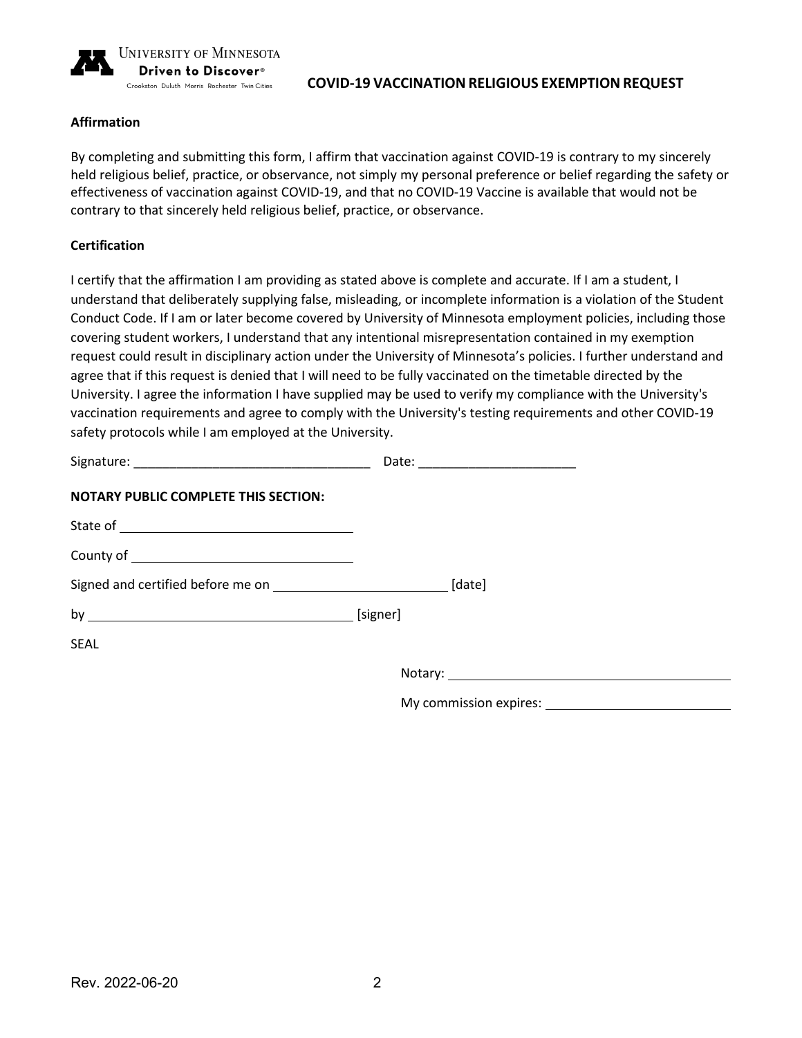**COVID-19 VACCINATION RELIGIOUS EXEMPTION REQUEST**

**Affirmation**

By completing and submitting this form, I affirm that vaccination against COVID-19 is contrary to my sincerely held religious belief, practice, or observance, not simply my personal preference or belief regarding the safety or effectiveness of vaccination against COVID-19, and that no COVID-19 Vaccine is available that would not be contrary to that sincerely held religious belief, practice, or observance.

**Certification**

I certify that the affirmation I am providing as stated above is complete and accurate. If I am a student, I understand that deliberately supplying false, misleading, or incomplete information is a violation of the Student Conduct Code. If I am or later become covered by University of Minnesota employment policies, including those covering student workers, I understand that any intentional misrepresentation contained in my exemption request could result in disciplinary action under the University of Minnesota's policies. I further understand and agree that if this request is denied that I will need to be fully vaccinated on the timetable directed by the University. I agree the information I have supplied may be used to verify my compliance with the University's vaccination requirements and agree to comply with the University's testing requirements and other COVID-19 safety protocols while I am employed at the University.

Signature: ________________________________ Date: ______________________

**NOTARY PUBLIC COMPLETE THIS SECTION:**

State of ______________________________

County of ______________________________

Signed and certified before me on ________________________ [date]

by ____________________________________ [signer]

SEAL

Notary: ________________________________________

My commission expires: __________________________